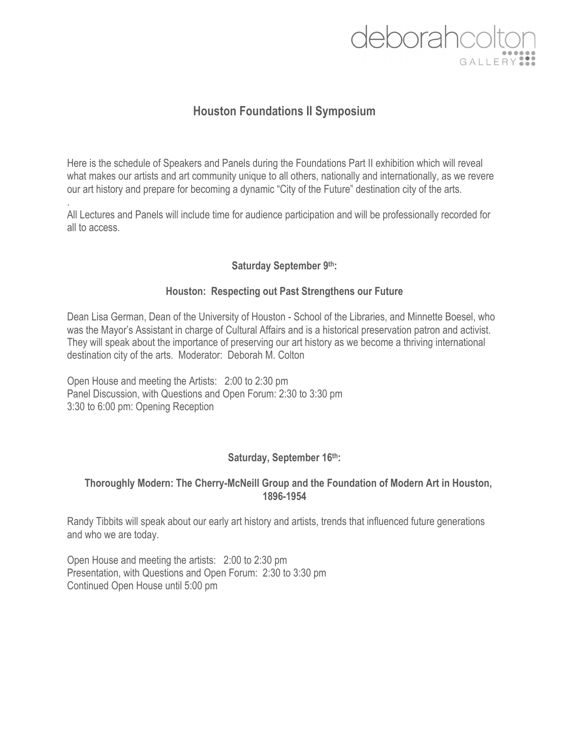deborahcolton GALLERY

# Houston Foundations II Symposium

Here is the schedule of Speakers and Panels during the Foundations Part II exhibition which will reveal what makes our artists and art community unique to all others, nationally and internationally, as we revere our art history and prepare for becoming a dynamic "City of the Future" destination city of the arts.

.

All Lectures and Panels will include time for audience participation and will be professionally recorded for all to access.

### Saturday September 9th:

### Houston: Respecting out Past Strengthens our Future

Dean Lisa German, Dean of the University of Houston - School of the Libraries, and Minnette Boesel, who was the Mayor's Assistant in charge of Cultural Affairs and is a historical preservation patron and activist. They will speak about the importance of preserving our art history as we become a thriving international destination city of the arts. Moderator: Deborah M. Colton

Open House and meeting the Artists: 2:00 to 2:30 pm
Panel Discussion, with Questions and Open Forum: 2:30 to 3:30 pm
3:30 to 6:00 pm: Opening Reception

### Saturday, September 16th:

### Thoroughly Modern: The Cherry-McNeill Group and the Foundation of Modern Art in Houston, 1896-1954

Randy Tibbits will speak about our early art history and artists, trends that influenced future generations and who we are today.

Open House and meeting the artists: 2:00 to 2:30 pm
Presentation, with Questions and Open Forum: 2:30 to 3:30 pm
Continued Open House until 5:00 pm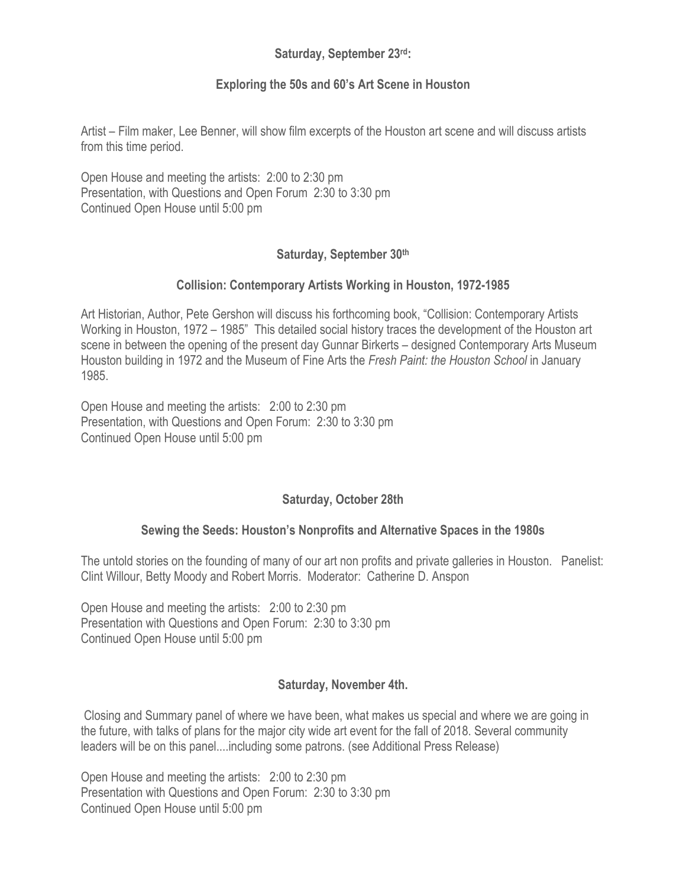**Saturday, September 23rd:**

**Exploring the 50s and 60's Art Scene in Houston**

Artist – Film maker, Lee Benner, will show film excerpts of the Houston art scene and will discuss artists from this time period.

Open House and meeting the artists: 2:00 to 2:30 pm
Presentation, with Questions and Open Forum 2:30 to 3:30 pm
Continued Open House until 5:00 pm

**Saturday, September 30th**

**Collision: Contemporary Artists Working in Houston, 1972-1985**

Art Historian, Author, Pete Gershon will discuss his forthcoming book, "Collision: Contemporary Artists Working in Houston, 1972 – 1985" This detailed social history traces the development of the Houston art scene in between the opening of the present day Gunnar Birkerts – designed Contemporary Arts Museum Houston building in 1972 and the Museum of Fine Arts the *Fresh Paint: the Houston School* in January 1985.

Open House and meeting the artists: 2:00 to 2:30 pm
Presentation, with Questions and Open Forum: 2:30 to 3:30 pm
Continued Open House until 5:00 pm

**Saturday, October 28th**

**Sewing the Seeds: Houston's Nonprofits and Alternative Spaces in the 1980s**

The untold stories on the founding of many of our art non profits and private galleries in Houston. Panelist: Clint Willour, Betty Moody and Robert Morris. Moderator: Catherine D. Anspon

Open House and meeting the artists: 2:00 to 2:30 pm
Presentation with Questions and Open Forum: 2:30 to 3:30 pm
Continued Open House until 5:00 pm

**Saturday, November 4th.**

Closing and Summary panel of where we have been, what makes us special and where we are going in the future, with talks of plans for the major city wide art event for the fall of 2018. Several community leaders will be on this panel....including some patrons. (see Additional Press Release)

Open House and meeting the artists: 2:00 to 2:30 pm
Presentation with Questions and Open Forum: 2:30 to 3:30 pm
Continued Open House until 5:00 pm